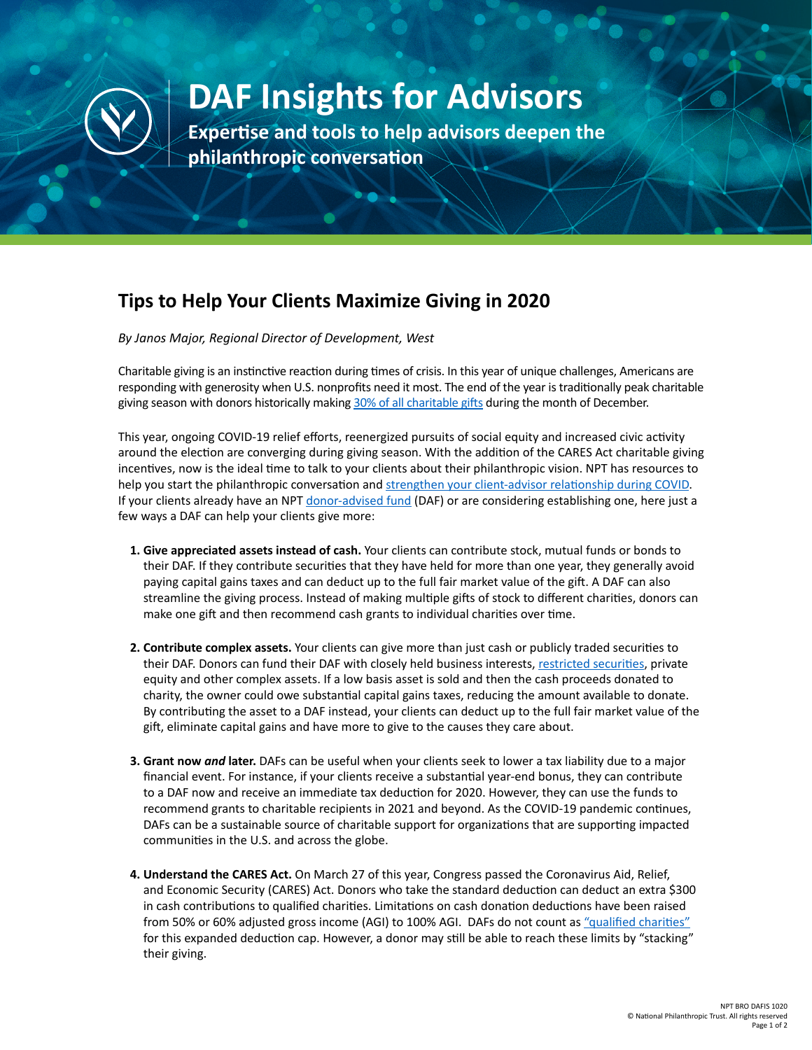# DAF Insights for Advisors

**Expertise and tools to help advisors deepen the philanthropic conversation**

## Tips to Help Your Clients Maximize Giving in 2020

*By Janos Major, Regional Director of Development, West*

Charitable giving is an instinctive reaction during times of crisis. In this year of unique challenges, Americans are responding with generosity when U.S. nonprofits need it most. The end of the year is traditionally peak charitable giving season with donors historically making 30% of all charitable gifts during the month of December.

This year, ongoing COVID-19 relief efforts, reenergized pursuits of social equity and increased civic activity around the election are converging during giving season. With the addition of the CARES Act charitable giving incentives, now is the ideal time to talk to your clients about their philanthropic vision. NPT has resources to help you start the philanthropic conversation and strengthen your client-advisor relationship during COVID. If your clients already have an NPT donor-advised fund (DAF) or are considering establishing one, here just a few ways a DAF can help your clients give more:

1. **Give appreciated assets instead of cash.** Your clients can contribute stock, mutual funds or bonds to their DAF. If they contribute securities that they have held for more than one year, they generally avoid paying capital gains taxes and can deduct up to the full fair market value of the gift. A DAF can also streamline the giving process. Instead of making multiple gifts of stock to different charities, donors can make one gift and then recommend cash grants to individual charities over time.

2. **Contribute complex assets.** Your clients can give more than just cash or publicly traded securities to their DAF. Donors can fund their DAF with closely held business interests, restricted securities, private equity and other complex assets. If a low basis asset is sold and then the cash proceeds donated to charity, the owner could owe substantial capital gains taxes, reducing the amount available to donate. By contributing the asset to a DAF instead, your clients can deduct up to the full fair market value of the gift, eliminate capital gains and have more to give to the causes they care about.

3. **Grant now *and* later.** DAFs can be useful when your clients seek to lower a tax liability due to a major financial event. For instance, if your clients receive a substantial year-end bonus, they can contribute to a DAF now and receive an immediate tax deduction for 2020. However, they can use the funds to recommend grants to charitable recipients in 2021 and beyond. As the COVID-19 pandemic continues, DAFs can be a sustainable source of charitable support for organizations that are supporting impacted communities in the U.S. and across the globe.

4. **Understand the CARES Act.** On March 27 of this year, Congress passed the Coronavirus Aid, Relief, and Economic Security (CARES) Act. Donors who take the standard deduction can deduct an extra $300 in cash contributions to qualified charities. Limitations on cash donation deductions have been raised from 50% or 60% adjusted gross income (AGI) to 100% AGI. DAFs do not count as "qualified charities" for this expanded deduction cap. However, a donor may still be able to reach these limits by "stacking" their giving.

NPT BRO DAFIS 1020
© National Philanthropic Trust. All rights reserved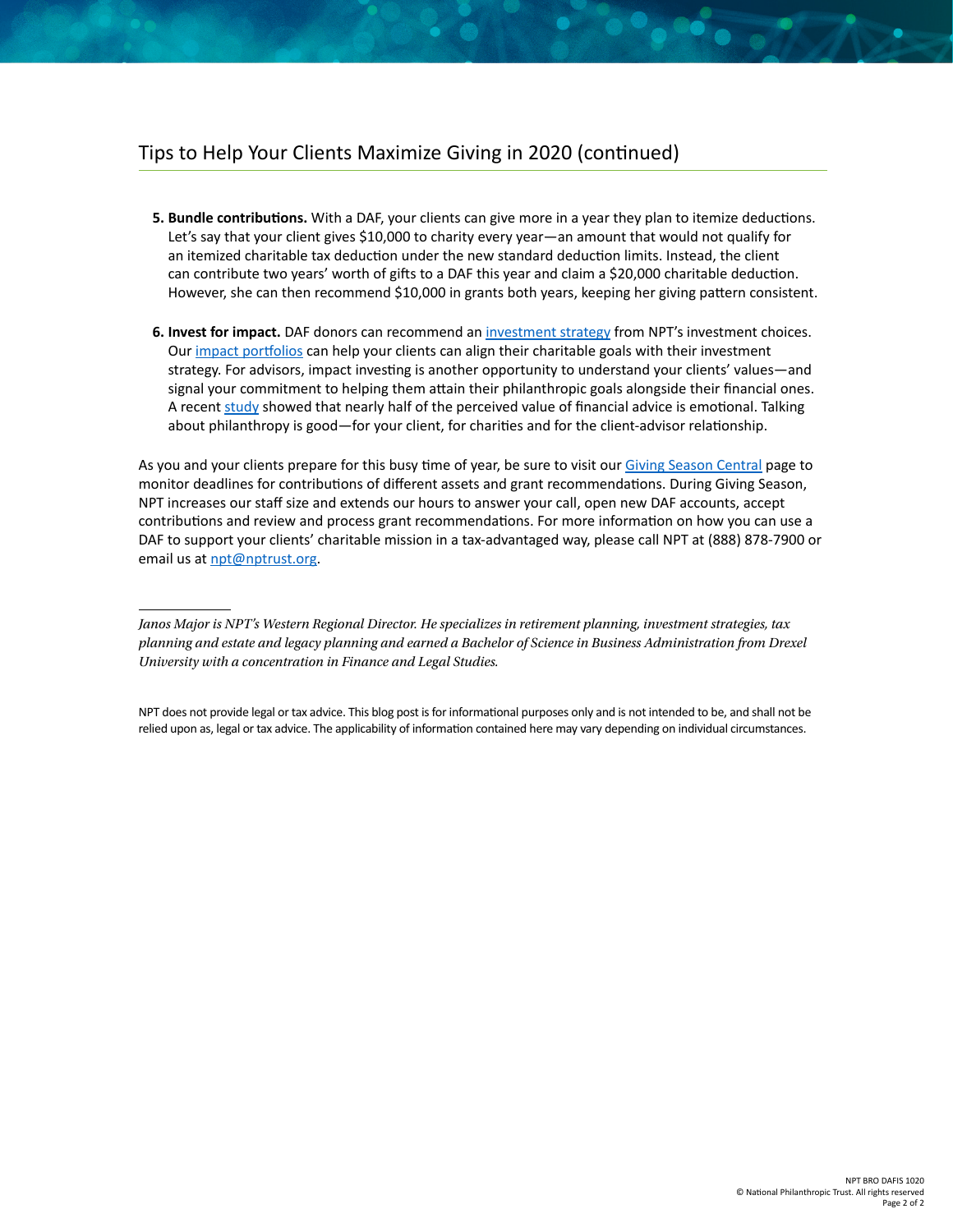## Tips to Help Your Clients Maximize Giving in 2020 (continued)

5. **Bundle contributions.** With a DAF, your clients can give more in a year they plan to itemize deductions. Let's say that your client gives $10,000 to charity every year—an amount that would not qualify for an itemized charitable tax deduction under the new standard deduction limits. Instead, the client can contribute two years' worth of gifts to a DAF this year and claim a $20,000 charitable deduction. However, she can then recommend $10,000 in grants both years, keeping her giving pattern consistent.

6. **Invest for impact.** DAF donors can recommend an investment strategy from NPT's investment choices. Our impact portfolios can help your clients can align their charitable goals with their investment strategy. For advisors, impact investing is another opportunity to understand your clients' values—and signal your commitment to helping them attain their philanthropic goals alongside their financial ones. A recent study showed that nearly half of the perceived value of financial advice is emotional. Talking about philanthropy is good—for your client, for charities and for the client-advisor relationship.

As you and your clients prepare for this busy time of year, be sure to visit our Giving Season Central page to monitor deadlines for contributions of different assets and grant recommendations. During Giving Season, NPT increases our staff size and extends our hours to answer your call, open new DAF accounts, accept contributions and review and process grant recommendations. For more information on how you can use a DAF to support your clients' charitable mission in a tax-advantaged way, please call NPT at (888) 878-7900 or email us at npt@nptrust.org.

---

*Janos Major is NPT's Western Regional Director. He specializes in retirement planning, investment strategies, tax planning and estate and legacy planning and earned a Bachelor of Science in Business Administration from Drexel University with a concentration in Finance and Legal Studies.*

NPT does not provide legal or tax advice. This blog post is for informational purposes only and is not intended to be, and shall not be relied upon as, legal or tax advice. The applicability of information contained here may vary depending on individual circumstances.

NPT BRO DAFIS 1020
© National Philanthropic Trust. All rights reserved